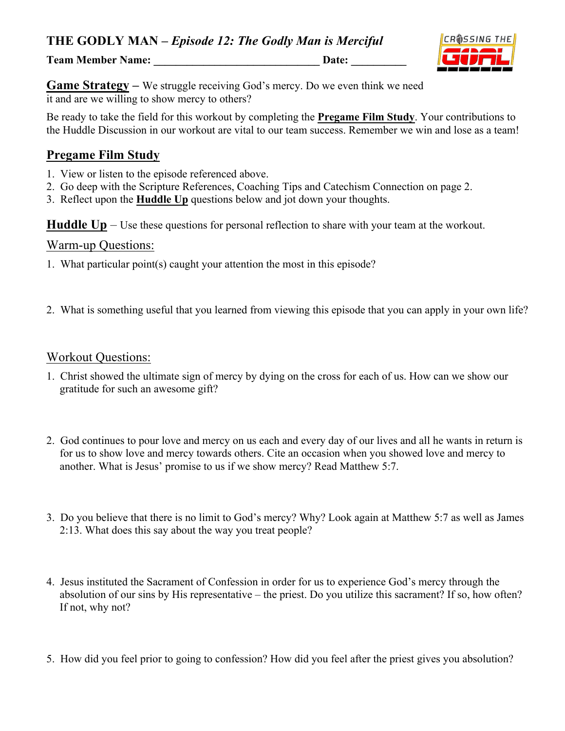# THE GODLY MAN – *Episode 12: The Godly Man is Merciful*

**Team Member Name: ______________________________ Date: __________**

**Game Strategy** – We struggle receiving God's mercy. Do we even think we need it and are we willing to show mercy to others?

Be ready to take the field for this workout by completing the **Pregame Film Study**. Your contributions to the Huddle Discussion in our workout are vital to our team success. Remember we win and lose as a team!

## Pregame Film Study

1. View or listen to the episode referenced above.
2. Go deep with the Scripture References, Coaching Tips and Catechism Connection on page 2.
3. Reflect upon the **Huddle Up** questions below and jot down your thoughts.

**Huddle Up** – Use these questions for personal reflection to share with your team at the workout.

### Warm-up Questions:

1. What particular point(s) caught your attention the most in this episode?

2. What is something useful that you learned from viewing this episode that you can apply in your own life?

### Workout Questions:

1. Christ showed the ultimate sign of mercy by dying on the cross for each of us. How can we show our gratitude for such an awesome gift?

2. God continues to pour love and mercy on us each and every day of our lives and all he wants in return is for us to show love and mercy towards others. Cite an occasion when you showed love and mercy to another. What is Jesus' promise to us if we show mercy? Read Matthew 5:7.

3. Do you believe that there is no limit to God's mercy? Why? Look again at Matthew 5:7 as well as James 2:13. What does this say about the way you treat people?

4. Jesus instituted the Sacrament of Confession in order for us to experience God's mercy through the absolution of our sins by His representative – the priest. Do you utilize this sacrament? If so, how often? If not, why not?

5. How did you feel prior to going to confession? How did you feel after the priest gives you absolution?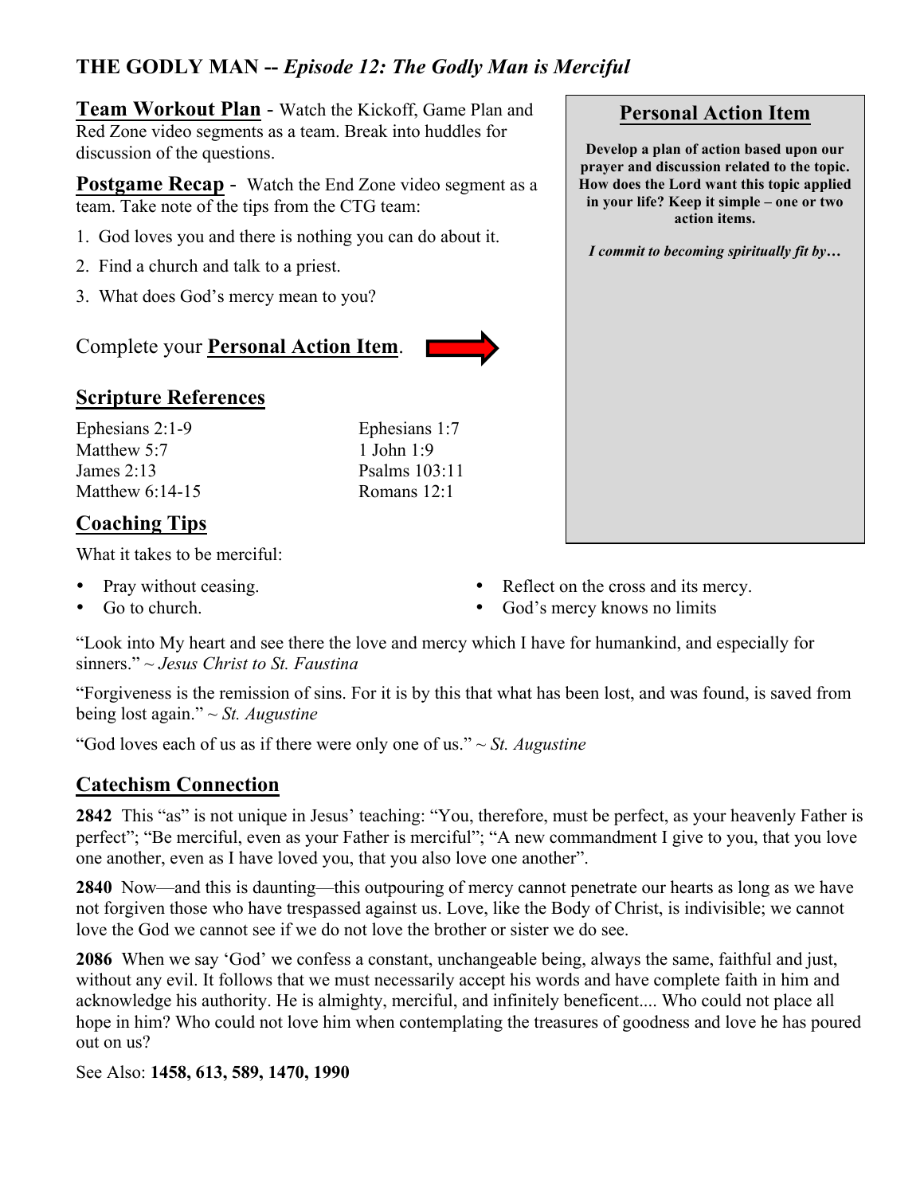## THE GODLY MAN -- *Episode 12: The Godly Man is Merciful*

**Team Workout Plan** - Watch the Kickoff, Game Plan and Red Zone video segments as a team. Break into huddles for discussion of the questions.

**Postgame Recap** - Watch the End Zone video segment as a team. Take note of the tips from the CTG team:

1. God loves you and there is nothing you can do about it.
2. Find a church and talk to a priest.
3. What does God's mercy mean to you?

Complete your **Personal Action Item**.

### Personal Action Item

**Develop a plan of action based upon our prayer and discussion related to the topic. How does the Lord want this topic applied in your life? Keep it simple – one or two action items.**

***I commit to becoming spiritually fit by…***

### Scripture References

Ephesians 2:1-9
Matthew 5:7
James 2:13
Matthew 6:14-15
Ephesians 1:7
1 John 1:9
Psalms 103:11
Romans 12:1

### Coaching Tips

What it takes to be merciful:

- Pray without ceasing.
- Go to church.
- Reflect on the cross and its mercy.
- God's mercy knows no limits

"Look into My heart and see there the love and mercy which I have for humankind, and especially for sinners." ~ *Jesus Christ to St. Faustina*

"Forgiveness is the remission of sins. For it is by this that what has been lost, and was found, is saved from being lost again." ~ *St. Augustine*

"God loves each of us as if there were only one of us." ~ *St. Augustine*

### Catechism Connection

**2842** This "as" is not unique in Jesus' teaching: "You, therefore, must be perfect, as your heavenly Father is perfect"; "Be merciful, even as your Father is merciful"; "A new commandment I give to you, that you love one another, even as I have loved you, that you also love one another".

**2840** Now—and this is daunting—this outpouring of mercy cannot penetrate our hearts as long as we have not forgiven those who have trespassed against us. Love, like the Body of Christ, is indivisible; we cannot love the God we cannot see if we do not love the brother or sister we do see.

**2086** When we say 'God' we confess a constant, unchangeable being, always the same, faithful and just, without any evil. It follows that we must necessarily accept his words and have complete faith in him and acknowledge his authority. He is almighty, merciful, and infinitely beneficent.... Who could not place all hope in him? Who could not love him when contemplating the treasures of goodness and love he has poured out on us?

See Also: **1458, 613, 589, 1470, 1990**